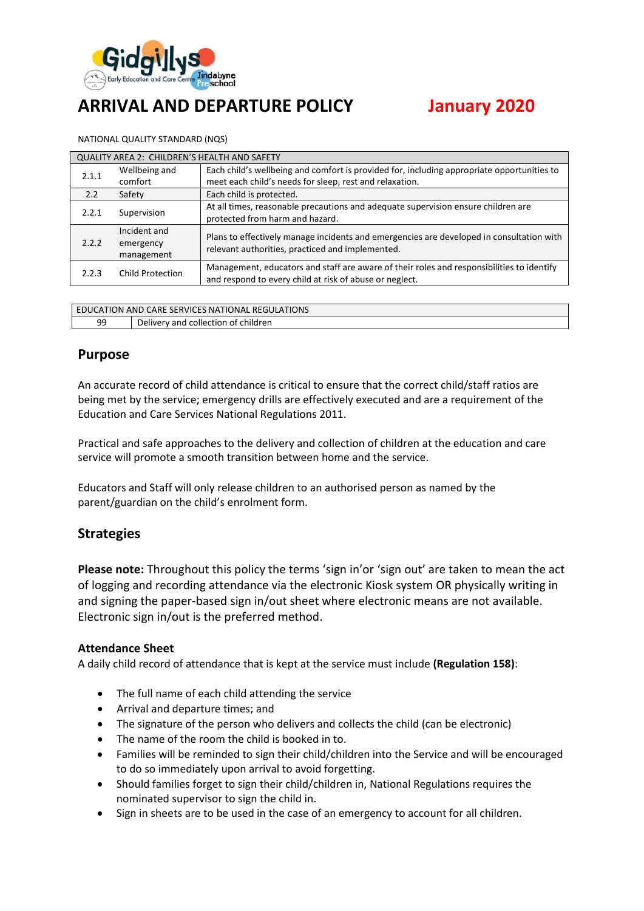# ARRIVAL AND DEPARTURE POLICY

**January 2020**

NATIONAL QUALITY STANDARD (NQS)

| QUALITY AREA 2: CHILDREN'S HEALTH AND SAFETY | | |
|---|---|---|
| 2.1.1 | Wellbeing and comfort | Each child's wellbeing and comfort is provided for, including appropriate opportunities to meet each child's needs for sleep, rest and relaxation. |
| 2.2 | Safety | Each child is protected. |
| 2.2.1 | Supervision | At all times, reasonable precautions and adequate supervision ensure children are protected from harm and hazard. |
| 2.2.2 | Incident and emergency management | Plans to effectively manage incidents and emergencies are developed in consultation with relevant authorities, practiced and implemented. |
| 2.2.3 | Child Protection | Management, educators and staff are aware of their roles and responsibilities to identify and respond to every child at risk of abuse or neglect. |

| EDUCATION AND CARE SERVICES NATIONAL REGULATIONS | |
|---|---|
| 99 | Delivery and collection of children |

## Purpose

An accurate record of child attendance is critical to ensure that the correct child/staff ratios are being met by the service; emergency drills are effectively executed and are a requirement of the Education and Care Services National Regulations 2011.

Practical and safe approaches to the delivery and collection of children at the education and care service will promote a smooth transition between home and the service.

Educators and Staff will only release children to an authorised person as named by the parent/guardian on the child's enrolment form.

## Strategies

**Please note:** Throughout this policy the terms 'sign in'or 'sign out' are taken to mean the act of logging and recording attendance via the electronic Kiosk system OR physically writing in and signing the paper-based sign in/out sheet where electronic means are not available. Electronic sign in/out is the preferred method.

### Attendance Sheet

A daily child record of attendance that is kept at the service must include **(Regulation 158)**:

- The full name of each child attending the service
- Arrival and departure times; and
- The signature of the person who delivers and collects the child (can be electronic)
- The name of the room the child is booked in to.
- Families will be reminded to sign their child/children into the Service and will be encouraged to do so immediately upon arrival to avoid forgetting.
- Should families forget to sign their child/children in, National Regulations requires the nominated supervisor to sign the child in.
- Sign in sheets are to be used in the case of an emergency to account for all children.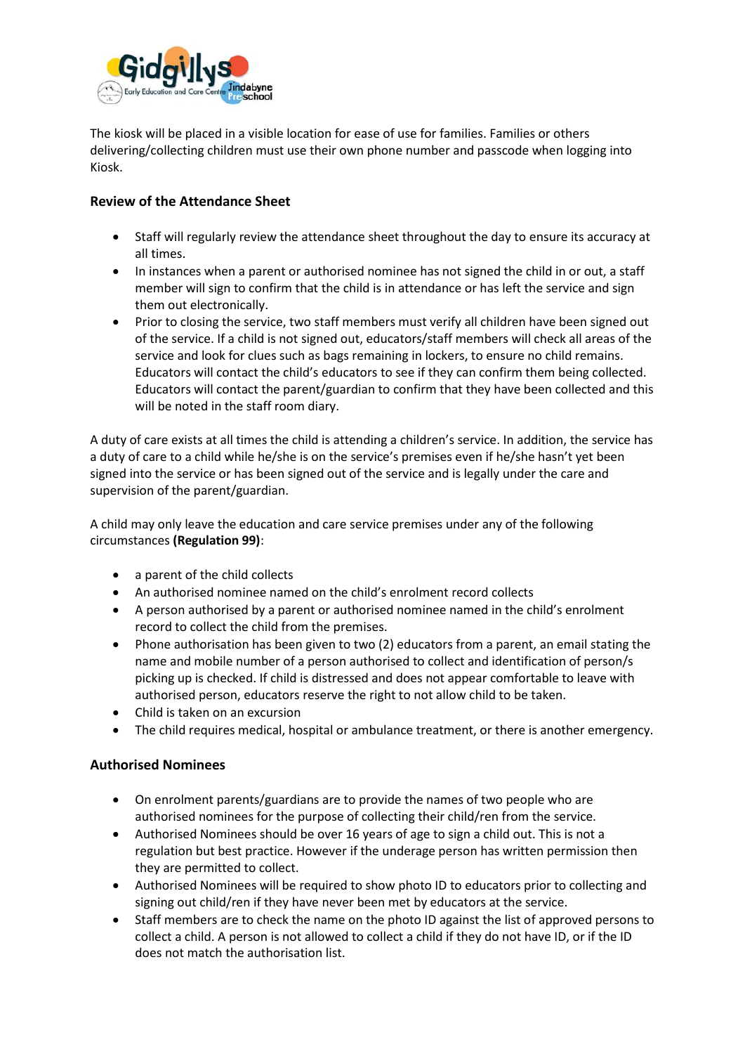The kiosk will be placed in a visible location for ease of use for families. Families or others delivering/collecting children must use their own phone number and passcode when logging into Kiosk.

### Review of the Attendance Sheet

- Staff will regularly review the attendance sheet throughout the day to ensure its accuracy at all times.
- In instances when a parent or authorised nominee has not signed the child in or out, a staff member will sign to confirm that the child is in attendance or has left the service and sign them out electronically.
- Prior to closing the service, two staff members must verify all children have been signed out of the service. If a child is not signed out, educators/staff members will check all areas of the service and look for clues such as bags remaining in lockers, to ensure no child remains. Educators will contact the child's educators to see if they can confirm them being collected. Educators will contact the parent/guardian to confirm that they have been collected and this will be noted in the staff room diary.

A duty of care exists at all times the child is attending a children's service. In addition, the service has a duty of care to a child while he/she is on the service's premises even if he/she hasn't yet been signed into the service or has been signed out of the service and is legally under the care and supervision of the parent/guardian.

A child may only leave the education and care service premises under any of the following circumstances **(Regulation 99)**:

- a parent of the child collects
- An authorised nominee named on the child's enrolment record collects
- A person authorised by a parent or authorised nominee named in the child's enrolment record to collect the child from the premises.
- Phone authorisation has been given to two (2) educators from a parent, an email stating the name and mobile number of a person authorised to collect and identification of person/s picking up is checked. If child is distressed and does not appear comfortable to leave with authorised person, educators reserve the right to not allow child to be taken.
- Child is taken on an excursion
- The child requires medical, hospital or ambulance treatment, or there is another emergency.

### Authorised Nominees

- On enrolment parents/guardians are to provide the names of two people who are authorised nominees for the purpose of collecting their child/ren from the service.
- Authorised Nominees should be over 16 years of age to sign a child out. This is not a regulation but best practice. However if the underage person has written permission then they are permitted to collect.
- Authorised Nominees will be required to show photo ID to educators prior to collecting and signing out child/ren if they have never been met by educators at the service.
- Staff members are to check the name on the photo ID against the list of approved persons to collect a child. A person is not allowed to collect a child if they do not have ID, or if the ID does not match the authorisation list.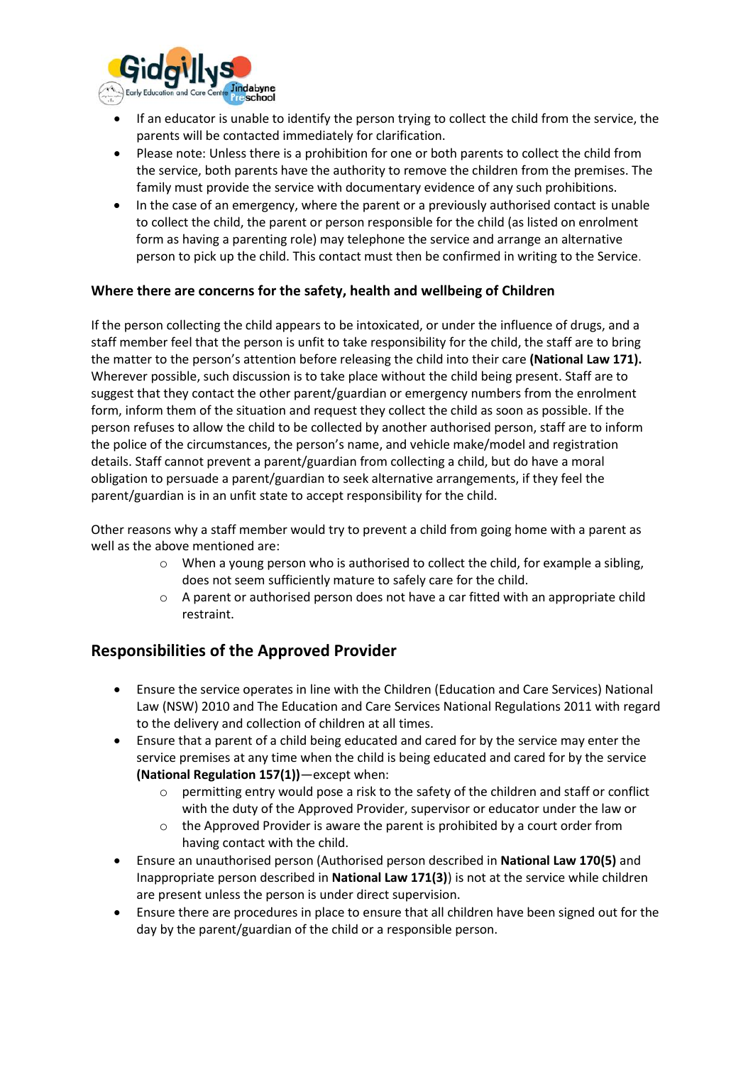- If an educator is unable to identify the person trying to collect the child from the service, the parents will be contacted immediately for clarification.
- Please note: Unless there is a prohibition for one or both parents to collect the child from the service, both parents have the authority to remove the children from the premises. The family must provide the service with documentary evidence of any such prohibitions.
- In the case of an emergency, where the parent or a previously authorised contact is unable to collect the child, the parent or person responsible for the child (as listed on enrolment form as having a parenting role) may telephone the service and arrange an alternative person to pick up the child. This contact must then be confirmed in writing to the Service.

#### Where there are concerns for the safety, health and wellbeing of Children

If the person collecting the child appears to be intoxicated, or under the influence of drugs, and a staff member feel that the person is unfit to take responsibility for the child, the staff are to bring the matter to the person's attention before releasing the child into their care **(National Law 171).** Wherever possible, such discussion is to take place without the child being present. Staff are to suggest that they contact the other parent/guardian or emergency numbers from the enrolment form, inform them of the situation and request they collect the child as soon as possible. If the person refuses to allow the child to be collected by another authorised person, staff are to inform the police of the circumstances, the person's name, and vehicle make/model and registration details. Staff cannot prevent a parent/guardian from collecting a child, but do have a moral obligation to persuade a parent/guardian to seek alternative arrangements, if they feel the parent/guardian is in an unfit state to accept responsibility for the child.

Other reasons why a staff member would try to prevent a child from going home with a parent as well as the above mentioned are:

- When a young person who is authorised to collect the child, for example a sibling, does not seem sufficiently mature to safely care for the child.
- A parent or authorised person does not have a car fitted with an appropriate child restraint.

## Responsibilities of the Approved Provider

- Ensure the service operates in line with the Children (Education and Care Services) National Law (NSW) 2010 and The Education and Care Services National Regulations 2011 with regard to the delivery and collection of children at all times.
- Ensure that a parent of a child being educated and cared for by the service may enter the service premises at any time when the child is being educated and cared for by the service **(National Regulation 157(1))**—except when:
  - permitting entry would pose a risk to the safety of the children and staff or conflict with the duty of the Approved Provider, supervisor or educator under the law or
  - the Approved Provider is aware the parent is prohibited by a court order from having contact with the child.
- Ensure an unauthorised person (Authorised person described in **National Law 170(5)** and Inappropriate person described in **National Law 171(3)**) is not at the service while children are present unless the person is under direct supervision.
- Ensure there are procedures in place to ensure that all children have been signed out for the day by the parent/guardian of the child or a responsible person.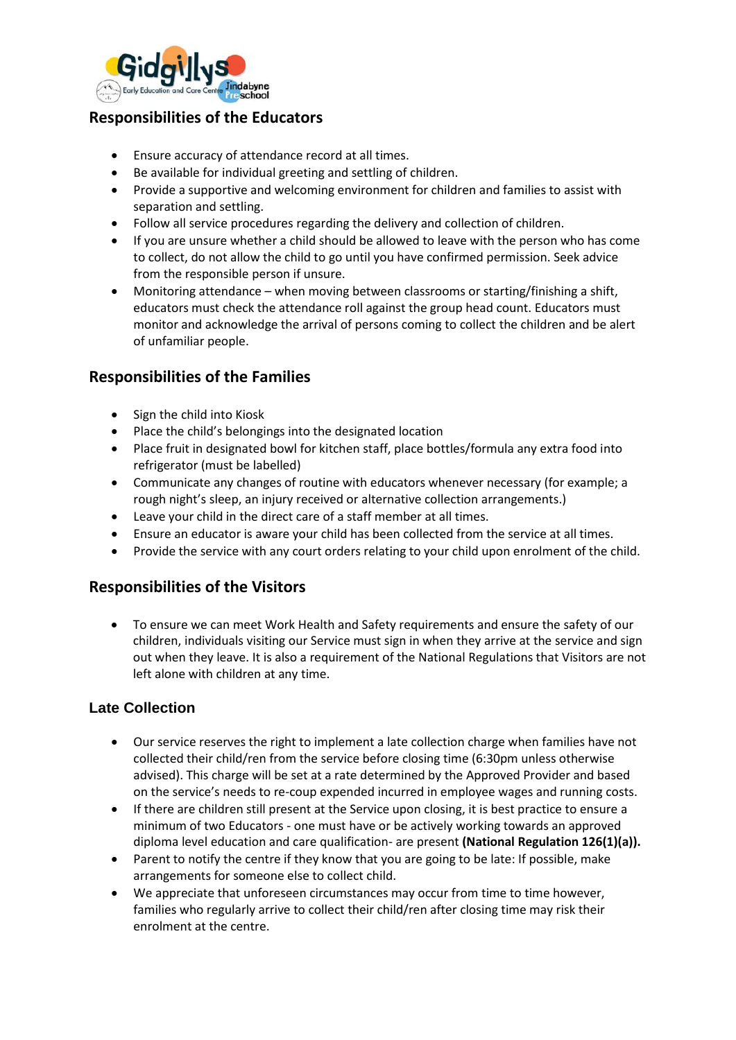## Responsibilities of the Educators

- Ensure accuracy of attendance record at all times.
- Be available for individual greeting and settling of children.
- Provide a supportive and welcoming environment for children and families to assist with separation and settling.
- Follow all service procedures regarding the delivery and collection of children.
- If you are unsure whether a child should be allowed to leave with the person who has come to collect, do not allow the child to go until you have confirmed permission. Seek advice from the responsible person if unsure.
- Monitoring attendance – when moving between classrooms or starting/finishing a shift, educators must check the attendance roll against the group head count. Educators must monitor and acknowledge the arrival of persons coming to collect the children and be alert of unfamiliar people.

## Responsibilities of the Families

- Sign the child into Kiosk
- Place the child's belongings into the designated location
- Place fruit in designated bowl for kitchen staff, place bottles/formula any extra food into refrigerator (must be labelled)
- Communicate any changes of routine with educators whenever necessary (for example; a rough night's sleep, an injury received or alternative collection arrangements.)
- Leave your child in the direct care of a staff member at all times.
- Ensure an educator is aware your child has been collected from the service at all times.
- Provide the service with any court orders relating to your child upon enrolment of the child.

## Responsibilities of the Visitors

- To ensure we can meet Work Health and Safety requirements and ensure the safety of our children, individuals visiting our Service must sign in when they arrive at the service and sign out when they leave. It is also a requirement of the National Regulations that Visitors are not left alone with children at any time.

## Late Collection

- Our service reserves the right to implement a late collection charge when families have not collected their child/ren from the service before closing time (6:30pm unless otherwise advised). This charge will be set at a rate determined by the Approved Provider and based on the service's needs to re-coup expended incurred in employee wages and running costs.
- If there are children still present at the Service upon closing, it is best practice to ensure a minimum of two Educators - one must have or be actively working towards an approved diploma level education and care qualification- are present **(National Regulation 126(1)(a)).**
- Parent to notify the centre if they know that you are going to be late: If possible, make arrangements for someone else to collect child.
- We appreciate that unforeseen circumstances may occur from time to time however, families who regularly arrive to collect their child/ren after closing time may risk their enrolment at the centre.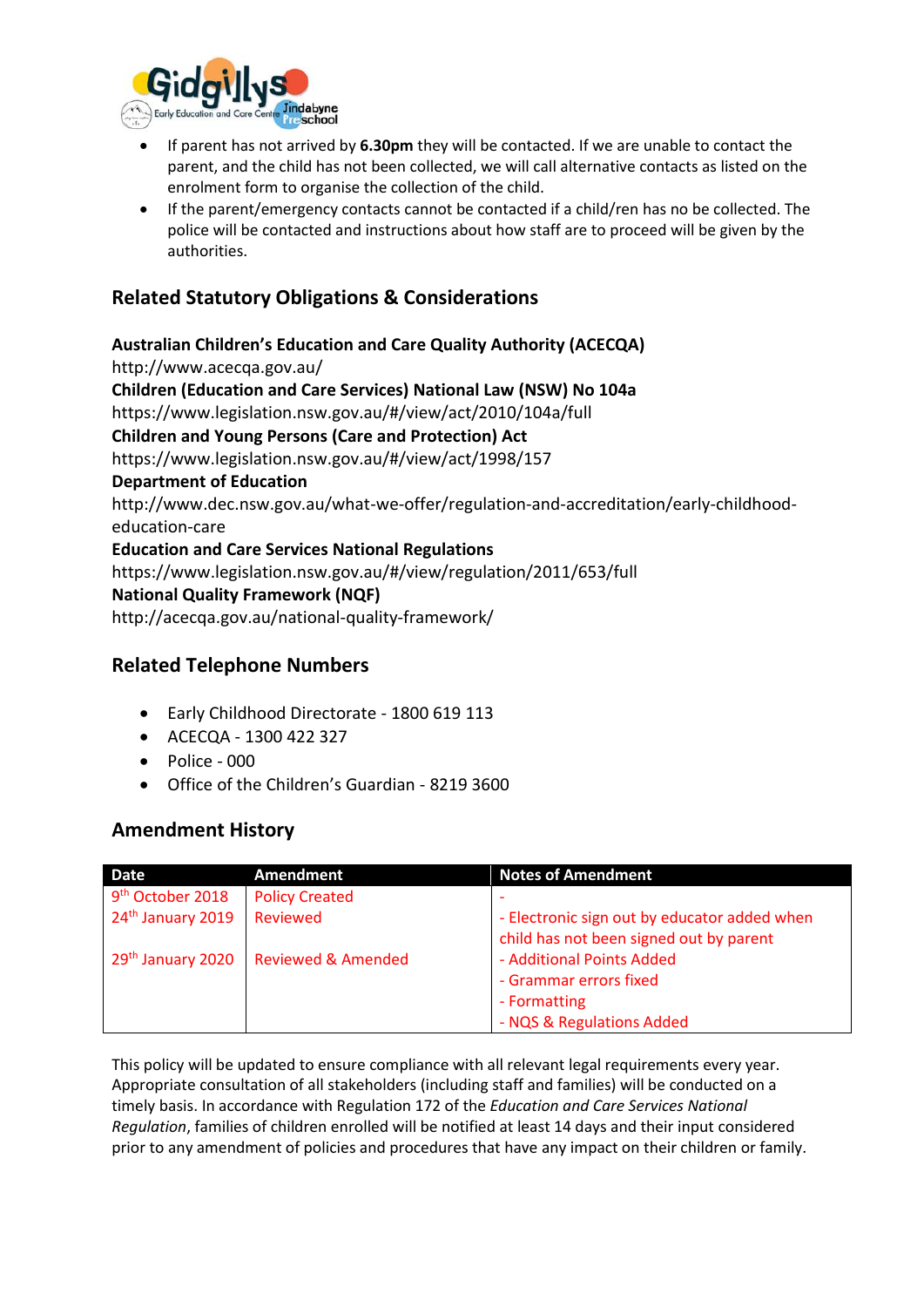- If parent has not arrived by **6.30pm** they will be contacted. If we are unable to contact the parent, and the child has not been collected, we will call alternative contacts as listed on the enrolment form to organise the collection of the child.
- If the parent/emergency contacts cannot be contacted if a child/ren has no be collected. The police will be contacted and instructions about how staff are to proceed will be given by the authorities.

## Related Statutory Obligations & Considerations

**Australian Children's Education and Care Quality Authority (ACECQA)**
http://www.acecqa.gov.au/
**Children (Education and Care Services) National Law (NSW) No 104a**
https://www.legislation.nsw.gov.au/#/view/act/2010/104a/full
**Children and Young Persons (Care and Protection) Act**
https://www.legislation.nsw.gov.au/#/view/act/1998/157
**Department of Education**
http://www.dec.nsw.gov.au/what-we-offer/regulation-and-accreditation/early-childhood-education-care
**Education and Care Services National Regulations**
https://www.legislation.nsw.gov.au/#/view/regulation/2011/653/full
**National Quality Framework (NQF)**
http://acecqa.gov.au/national-quality-framework/

## Related Telephone Numbers

- Early Childhood Directorate - 1800 619 113
- ACECQA - 1300 422 327
- Police - 000
- Office of the Children's Guardian - 8219 3600

## Amendment History

| Date | Amendment | Notes of Amendment |
|---|---|---|
| 9th October 2018 | Policy Created | - |
| 24th January 2019 | Reviewed | - Electronic sign out by educator added when child has not been signed out by parent |
| 29th January 2020 | Reviewed & Amended | - Additional Points Added<br>- Grammar errors fixed<br>- Formatting<br>- NQS & Regulations Added |

This policy will be updated to ensure compliance with all relevant legal requirements every year. Appropriate consultation of all stakeholders (including staff and families) will be conducted on a timely basis. In accordance with Regulation 172 of the *Education and Care Services National Regulation*, families of children enrolled will be notified at least 14 days and their input considered prior to any amendment of policies and procedures that have any impact on their children or family.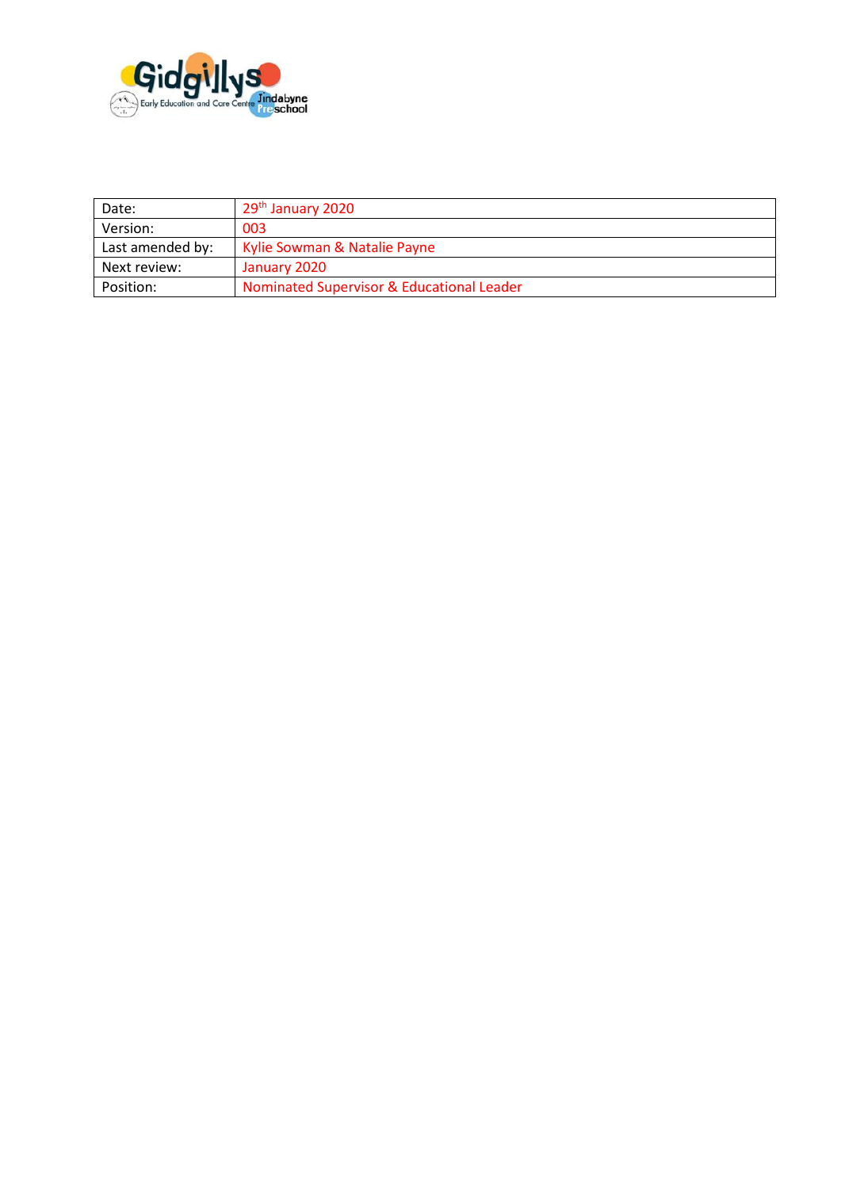| | |
|---|---|
| Date: | 29th January 2020 |
| Version: | 003 |
| Last amended by: | Kylie Sowman & Natalie Payne |
| Next review: | January 2020 |
| Position: | Nominated Supervisor & Educational Leader |